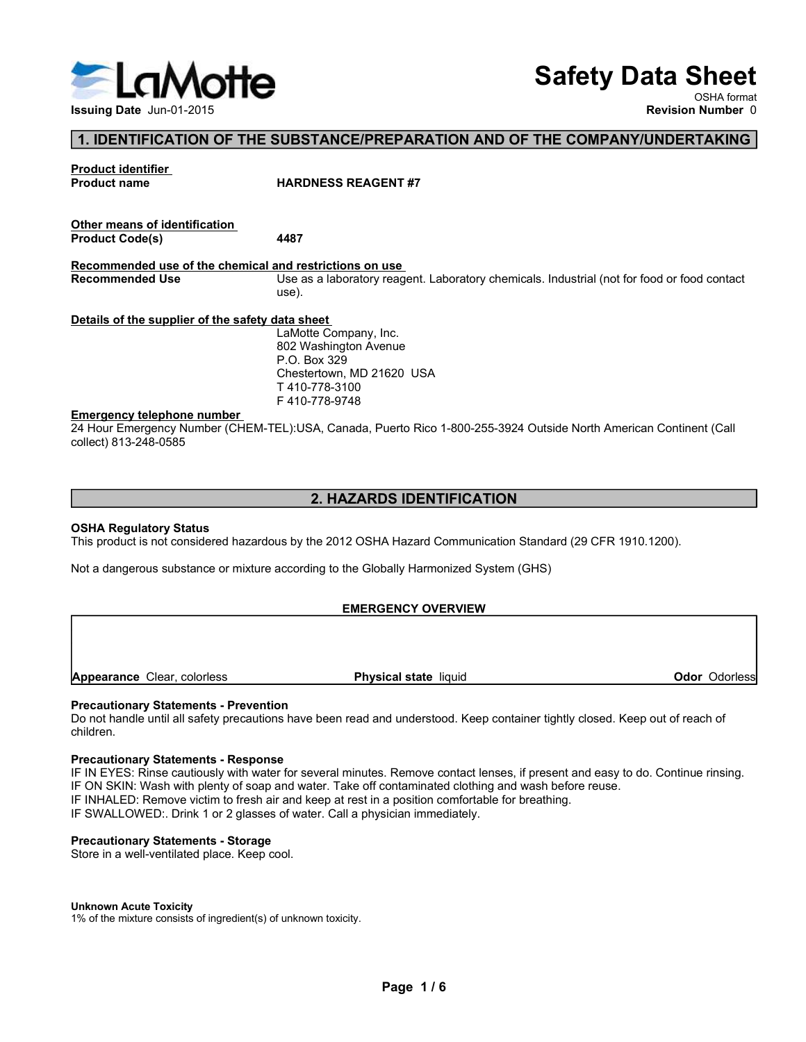# Safety Data Sheet

OSHA format

**Issuing Date** Jun-01-2015

**Revision Number** 0

## 1. IDENTIFICATION OF THE SUBSTANCE/PREPARATION AND OF THE COMPANY/UNDERTAKING

**Product identifier**

| | |
|---|---|
| **Product name** | **HARDNESS REAGENT #7** |

**Other means of identification**

| | |
|---|---|
| **Product Code(s)** | **4487** |

**Recommended use of the chemical and restrictions on use**

| | |
|---|---|
| **Recommended Use** | Use as a laboratory reagent. Laboratory chemicals. Industrial (not for food or food contact use). |

**Details of the supplier of the safety data sheet**

LaMotte Company, Inc.
802 Washington Avenue
P.O. Box 329
Chestertown, MD 21620 USA
T 410-778-3100
F 410-778-9748

**Emergency telephone number**

24 Hour Emergency Number (CHEM-TEL):USA, Canada, Puerto Rico 1-800-255-3924 Outside North American Continent (Call collect) 813-248-0585

## 2. HAZARDS IDENTIFICATION

**OSHA Regulatory Status**

This product is not considered hazardous by the 2012 OSHA Hazard Communication Standard (29 CFR 1910.1200).

Not a dangerous substance or mixture according to the Globally Harmonized System (GHS)

**EMERGENCY OVERVIEW**

| | | |
|---|---|---|
| **Appearance** Clear, colorless | **Physical state** liquid | **Odor** Odorless |

**Precautionary Statements - Prevention**

Do not handle until all safety precautions have been read and understood. Keep container tightly closed. Keep out of reach of children.

**Precautionary Statements - Response**

IF IN EYES: Rinse cautiously with water for several minutes. Remove contact lenses, if present and easy to do. Continue rinsing.
IF ON SKIN: Wash with plenty of soap and water. Take off contaminated clothing and wash before reuse.
IF INHALED: Remove victim to fresh air and keep at rest in a position comfortable for breathing.
IF SWALLOWED:. Drink 1 or 2 glasses of water. Call a physician immediately.

**Precautionary Statements - Storage**

Store in a well-ventilated place. Keep cool.

**Unknown Acute Toxicity**

1% of the mixture consists of ingredient(s) of unknown toxicity.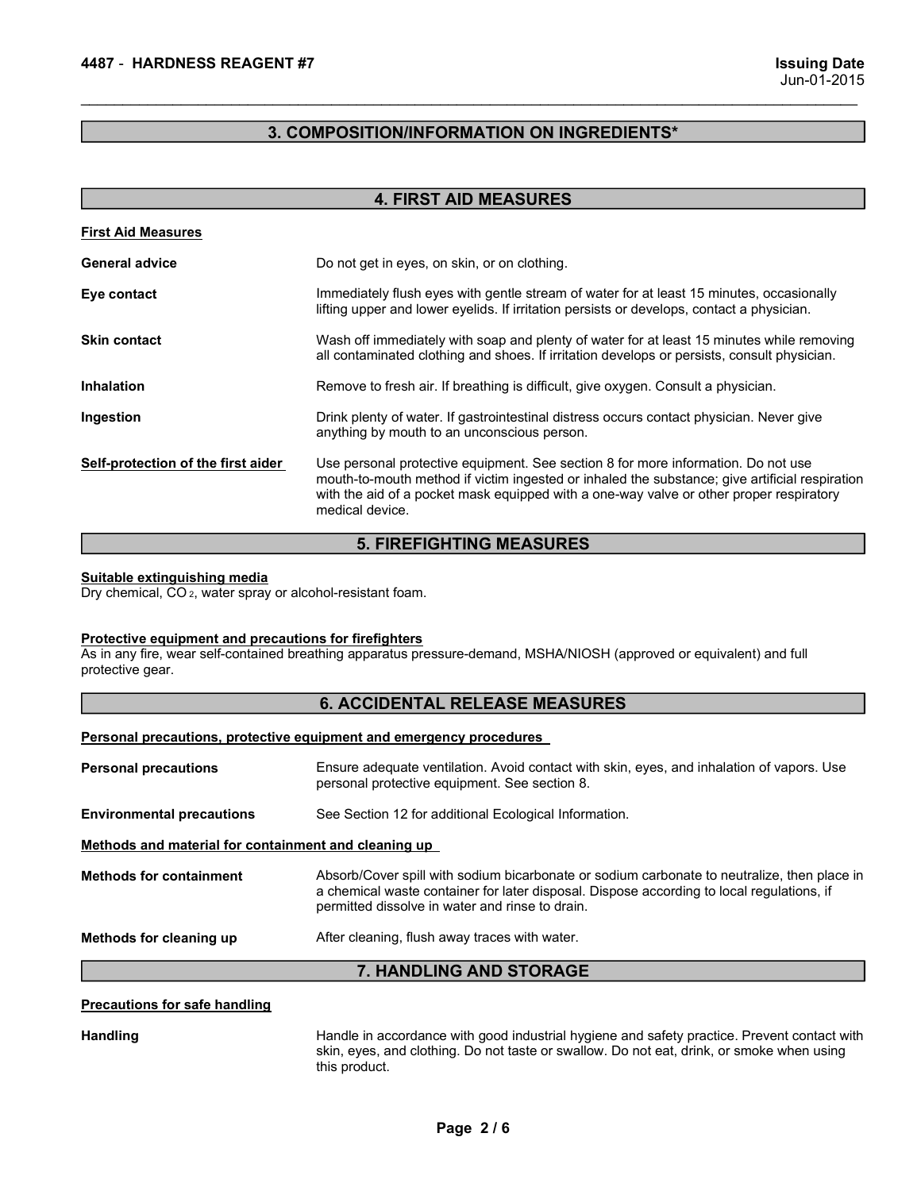## 3. COMPOSITION/INFORMATION ON INGREDIENTS*

## 4. FIRST AID MEASURES

**First Aid Measures**

**General advice** Do not get in eyes, on skin, or on clothing.

**Eye contact** Immediately flush eyes with gentle stream of water for at least 15 minutes, occasionally lifting upper and lower eyelids. If irritation persists or develops, contact a physician.

**Skin contact** Wash off immediately with soap and plenty of water for at least 15 minutes while removing all contaminated clothing and shoes. If irritation develops or persists, consult physician.

**Inhalation** Remove to fresh air. If breathing is difficult, give oxygen. Consult a physician.

**Ingestion** Drink plenty of water. If gastrointestinal distress occurs contact physician. Never give anything by mouth to an unconscious person.

**Self-protection of the first aider** Use personal protective equipment. See section 8 for more information. Do not use mouth-to-mouth method if victim ingested or inhaled the substance; give artificial respiration with the aid of a pocket mask equipped with a one-way valve or other proper respiratory medical device.

## 5. FIREFIGHTING MEASURES

**Suitable extinguishing media**
Dry chemical, $CO_2$, water spray or alcohol-resistant foam.

**Protective equipment and precautions for firefighters**
As in any fire, wear self-contained breathing apparatus pressure-demand, MSHA/NIOSH (approved or equivalent) and full protective gear.

## 6. ACCIDENTAL RELEASE MEASURES

**Personal precautions, protective equipment and emergency procedures**

**Personal precautions** Ensure adequate ventilation. Avoid contact with skin, eyes, and inhalation of vapors. Use personal protective equipment. See section 8.

**Environmental precautions** See Section 12 for additional Ecological Information.

**Methods and material for containment and cleaning up**

**Methods for containment** Absorb/Cover spill with sodium bicarbonate or sodium carbonate to neutralize, then place in a chemical waste container for later disposal. Dispose according to local regulations, if permitted dissolve in water and rinse to drain.

**Methods for cleaning up** After cleaning, flush away traces with water.

## 7. HANDLING AND STORAGE

**Precautions for safe handling**

**Handling** Handle in accordance with good industrial hygiene and safety practice. Prevent contact with skin, eyes, and clothing. Do not taste or swallow. Do not eat, drink, or smoke when using this product.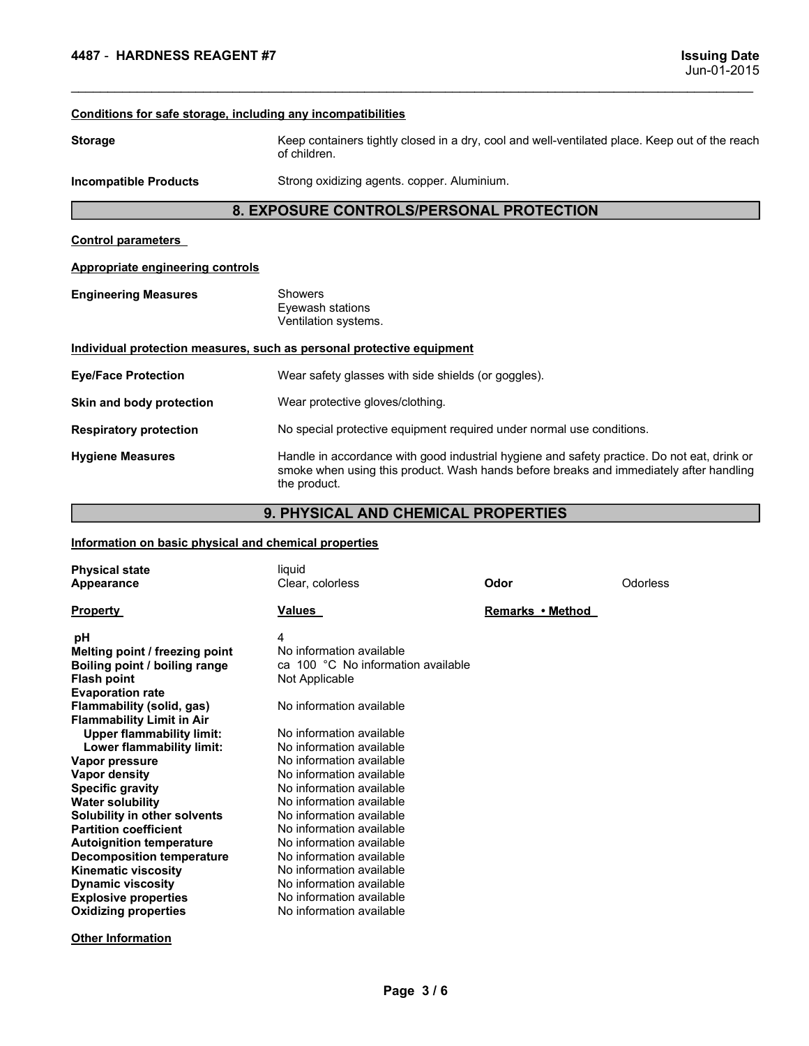#### Conditions for safe storage, including any incompatibilities

**Storage**: Keep containers tightly closed in a dry, cool and well-ventilated place. Keep out of the reach of children.

**Incompatible Products**: Strong oxidizing agents. copper. Aluminium.

## 8. EXPOSURE CONTROLS/PERSONAL PROTECTION

#### Control parameters

#### Appropriate engineering controls

**Engineering Measures**: Showers
Eyewash stations
Ventilation systems.

#### Individual protection measures, such as personal protective equipment

**Eye/Face Protection**: Wear safety glasses with side shields (or goggles).

**Skin and body protection**: Wear protective gloves/clothing.

**Respiratory protection**: No special protective equipment required under normal use conditions.

**Hygiene Measures**: Handle in accordance with good industrial hygiene and safety practice. Do not eat, drink or smoke when using this product. Wash hands before breaks and immediately after handling the product.

## 9. PHYSICAL AND CHEMICAL PROPERTIES

#### Information on basic physical and chemical properties

**Physical state**: liquid
**Appearance**: Clear, colorless
**Odor**: Odorless

| Property | Values | Remarks • Method |
|---|---|---|
| pH | 4 | |
| Melting point / freezing point | No information available | |
| Boiling point / boiling range | ca 100 °C No information available | |
| Flash point | Not Applicable | |
| Evaporation rate | | |
| Flammability (solid, gas) | No information available | |
| Flammability Limit in Air | | |
| Upper flammability limit: | No information available | |
| Lower flammability limit: | No information available | |
| Vapor pressure | No information available | |
| Vapor density | No information available | |
| Specific gravity | No information available | |
| Water solubility | No information available | |
| Solubility in other solvents | No information available | |
| Partition coefficient | No information available | |
| Autoignition temperature | No information available | |
| Decomposition temperature | No information available | |
| Kinematic viscosity | No information available | |
| Dynamic viscosity | No information available | |
| Explosive properties | No information available | |
| Oxidizing properties | No information available | |

#### Other Information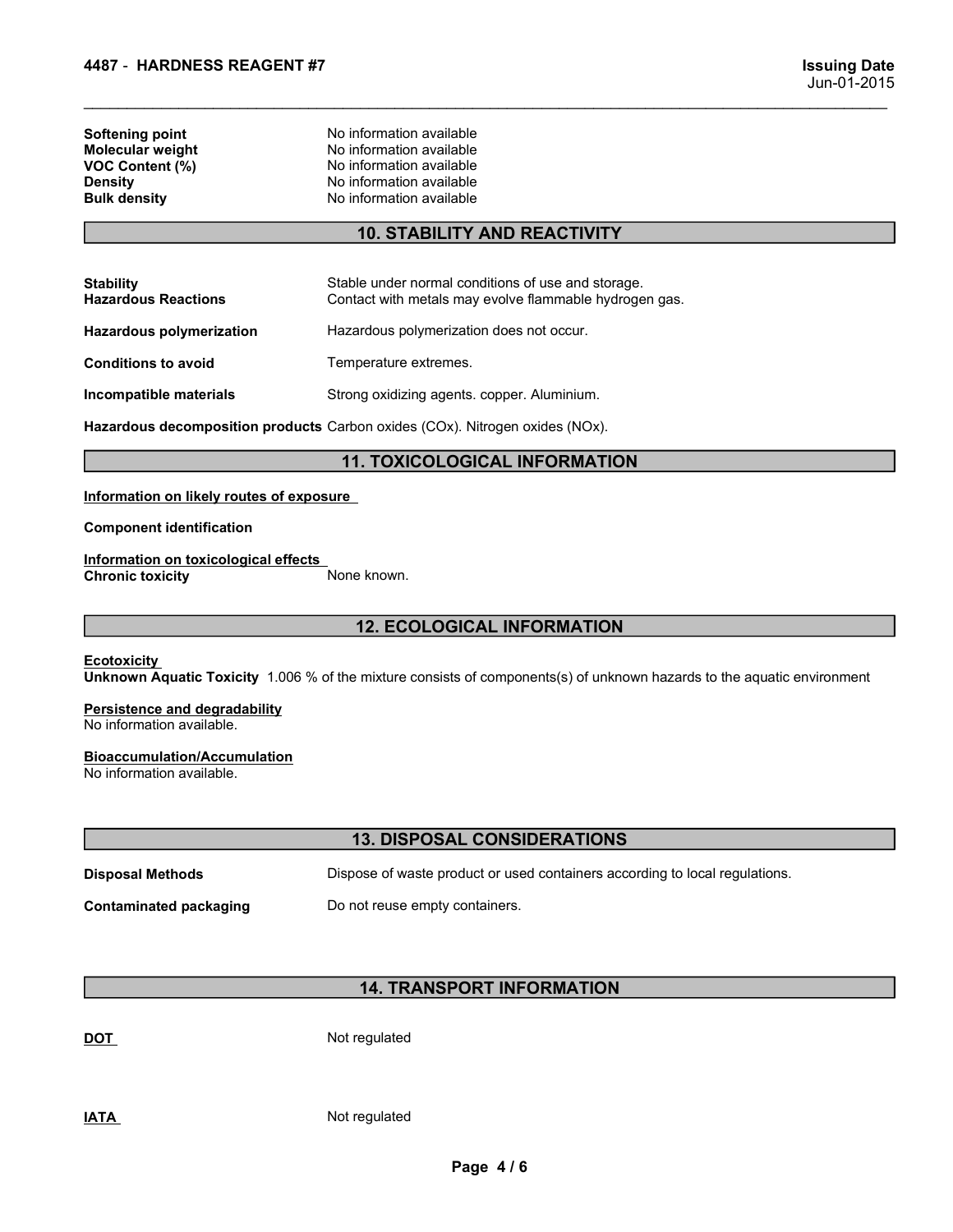| | |
|---|---|
| **Softening point** | No information available |
| **Molecular weight** | No information available |
| **VOC Content (%)** | No information available |
| **Density** | No information available |
| **Bulk density** | No information available |

## 10. STABILITY AND REACTIVITY

**Stability** Stable under normal conditions of use and storage.
**Hazardous Reactions** Contact with metals may evolve flammable hydrogen gas.

**Hazardous polymerization** Hazardous polymerization does not occur.

**Conditions to avoid** Temperature extremes.

**Incompatible materials** Strong oxidizing agents. copper. Aluminium.

**Hazardous decomposition products** Carbon oxides (COx). Nitrogen oxides (NOx).

## 11. TOXICOLOGICAL INFORMATION

**Information on likely routes of exposure**

**Component identification**

**Information on toxicological effects**
**Chronic toxicity** None known.

## 12. ECOLOGICAL INFORMATION

**Ecotoxicity**
**Unknown Aquatic Toxicity** 1.006 % of the mixture consists of components(s) of unknown hazards to the aquatic environment

**Persistence and degradability**
No information available.

**Bioaccumulation/Accumulation**
No information available.

## 13. DISPOSAL CONSIDERATIONS

**Disposal Methods** Dispose of waste product or used containers according to local regulations.

**Contaminated packaging** Do not reuse empty containers.

## 14. TRANSPORT INFORMATION

**DOT** Not regulated

**IATA** Not regulated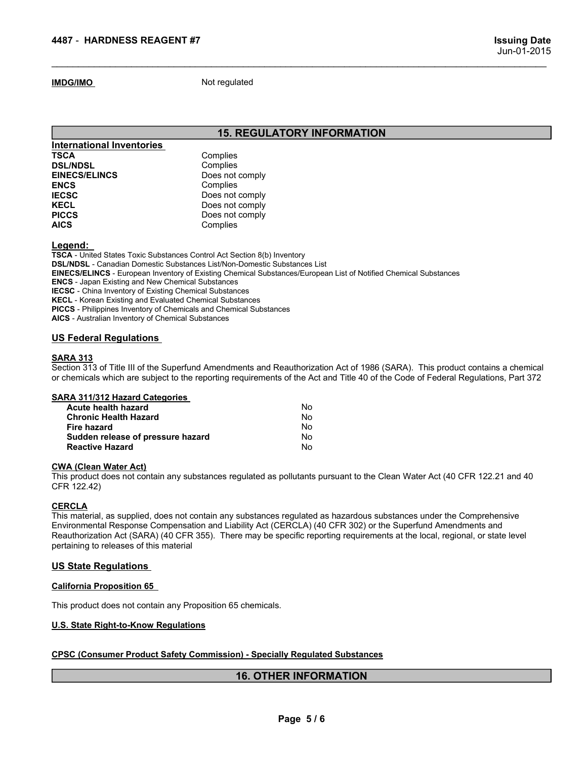**IMDG/IMO** Not regulated

## 15. REGULATORY INFORMATION

**International Inventories**

| | |
|---|---|
| **TSCA** | Complies |
| **DSL/NDSL** | Complies |
| **EINECS/ELINCS** | Does not comply |
| **ENCS** | Complies |
| **IECSC** | Does not comply |
| **KECL** | Does not comply |
| **PICCS** | Does not comply |
| **AICS** | Complies |

**Legend:**

**TSCA** - United States Toxic Substances Control Act Section 8(b) Inventory
**DSL/NDSL** - Canadian Domestic Substances List/Non-Domestic Substances List
**EINECS/ELINCS** - European Inventory of Existing Chemical Substances/European List of Notified Chemical Substances
**ENCS** - Japan Existing and New Chemical Substances
**IECSC** - China Inventory of Existing Chemical Substances
**KECL** - Korean Existing and Evaluated Chemical Substances
**PICCS** - Philippines Inventory of Chemicals and Chemical Substances
**AICS** - Australian Inventory of Chemical Substances

### US Federal Regulations

**SARA 313**

Section 313 of Title III of the Superfund Amendments and Reauthorization Act of 1986 (SARA). This product contains a chemical or chemicals which are subject to the reporting requirements of the Act and Title 40 of the Code of Federal Regulations, Part 372

**SARA 311/312 Hazard Categories**

| | |
|---|---|
| **Acute health hazard** | No |
| **Chronic Health Hazard** | No |
| **Fire hazard** | No |
| **Sudden release of pressure hazard** | No |
| **Reactive Hazard** | No |

**CWA (Clean Water Act)**

This product does not contain any substances regulated as pollutants pursuant to the Clean Water Act (40 CFR 122.21 and 40 CFR 122.42)

**CERCLA**

This material, as supplied, does not contain any substances regulated as hazardous substances under the Comprehensive Environmental Response Compensation and Liability Act (CERCLA) (40 CFR 302) or the Superfund Amendments and Reauthorization Act (SARA) (40 CFR 355). There may be specific reporting requirements at the local, regional, or state level pertaining to releases of this material

### US State Regulations

**California Proposition 65**

This product does not contain any Proposition 65 chemicals.

**U.S. State Right-to-Know Regulations**

**CPSC (Consumer Product Safety Commission) - Specially Regulated Substances**

## 16. OTHER INFORMATION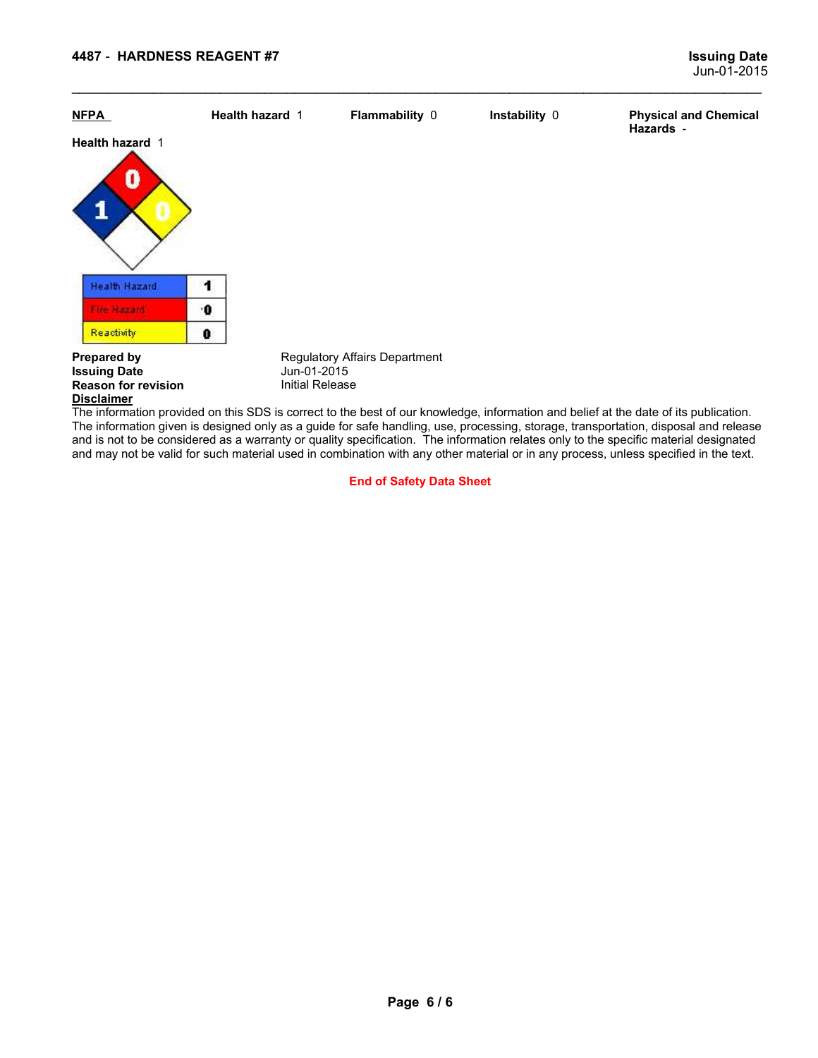**NFPA** | **Health hazard** 1 | **Flammability** 0 | **Instability** 0 | **Physical and Chemical Hazards** -

**Health hazard** 1

| | |
|---|---|
| Health Hazard | 1 |
| Fire Hazard | 0 |
| Reactivity | 0 |

**Prepared by** Regulatory Affairs Department
**Issuing Date** Jun-01-2015
**Reason for revision** Initial Release

**Disclaimer**

The information provided on this SDS is correct to the best of our knowledge, information and belief at the date of its publication. The information given is designed only as a guide for safe handling, use, processing, storage, transportation, disposal and release and is not to be considered as a warranty or quality specification. The information relates only to the specific material designated and may not be valid for such material used in combination with any other material or in any process, unless specified in the text.

**End of Safety Data Sheet**